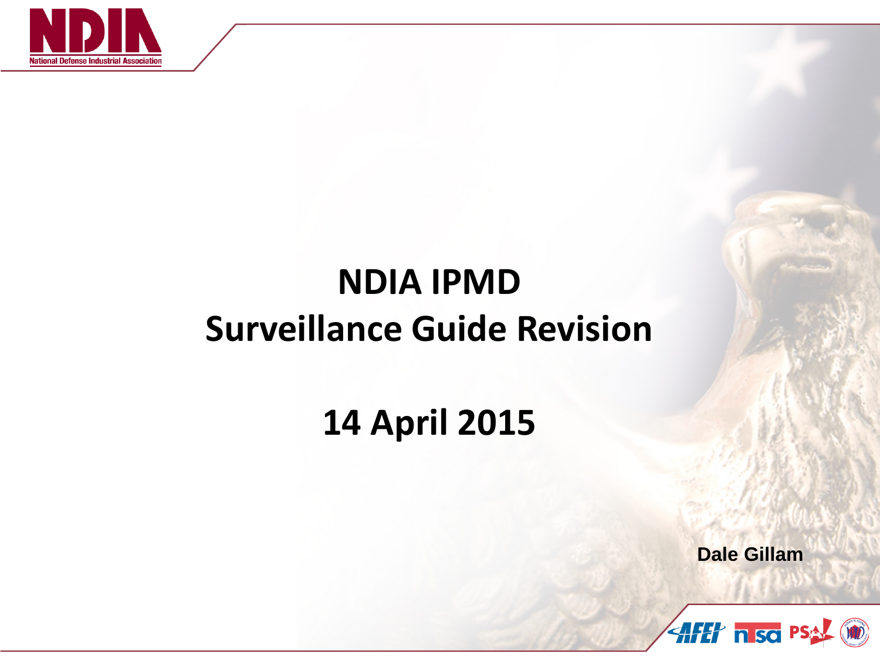# NDIA IPMD Surveillance Guide Revision

## 14 April 2015

Dale Gillam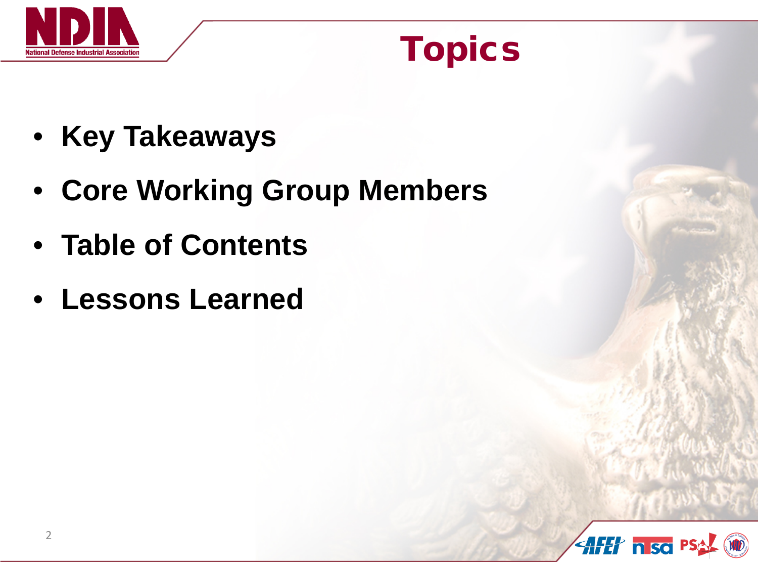# Topics

- **Key Takeaways**
- **Core Working Group Members**
- **Table of Contents**
- **Lessons Learned**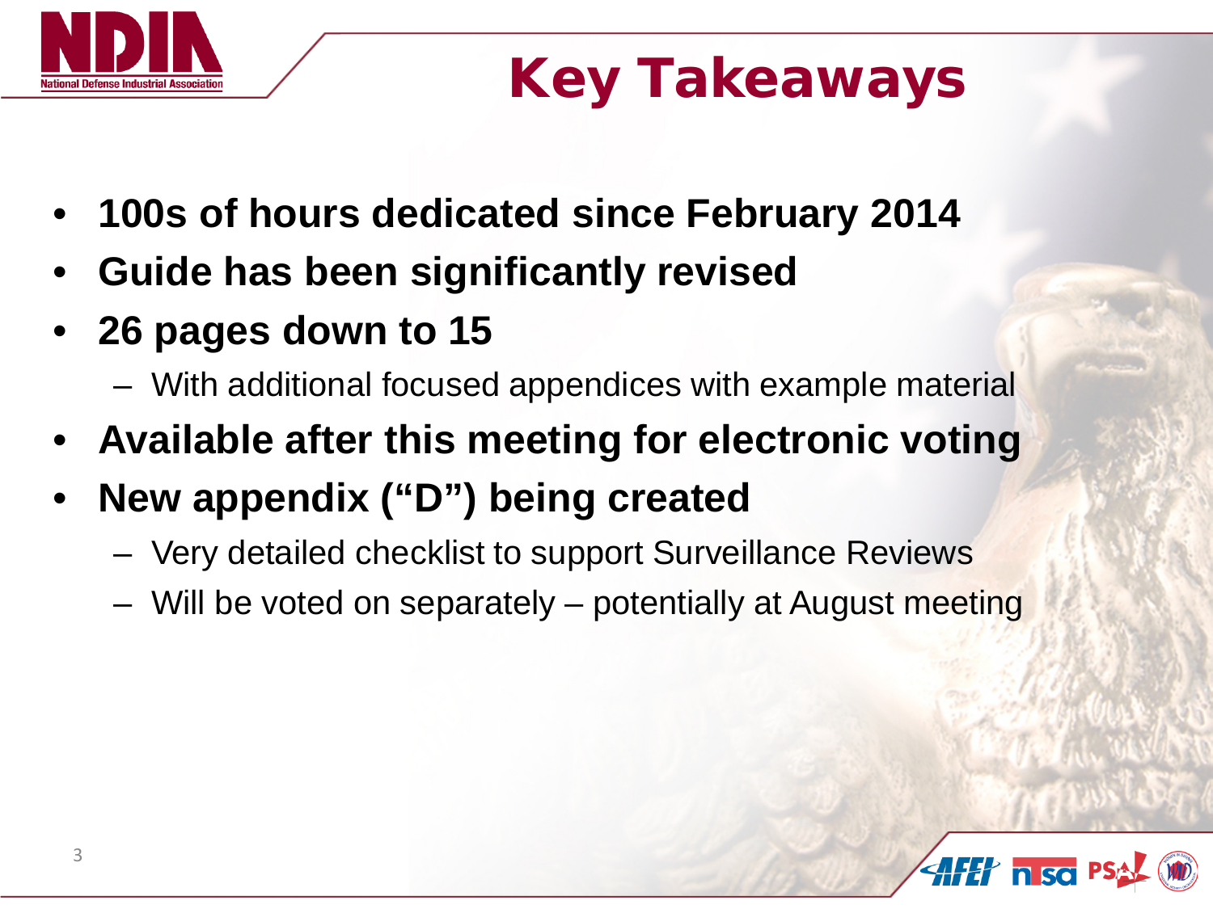# Key Takeaways

- **100s of hours dedicated since February 2014**
- **Guide has been significantly revised**
- **26 pages down to 15**
  - With additional focused appendices with example material
- **Available after this meeting for electronic voting**
- **New appendix ("D") being created**
  - Very detailed checklist to support Surveillance Reviews
  - Will be voted on separately – potentially at August meeting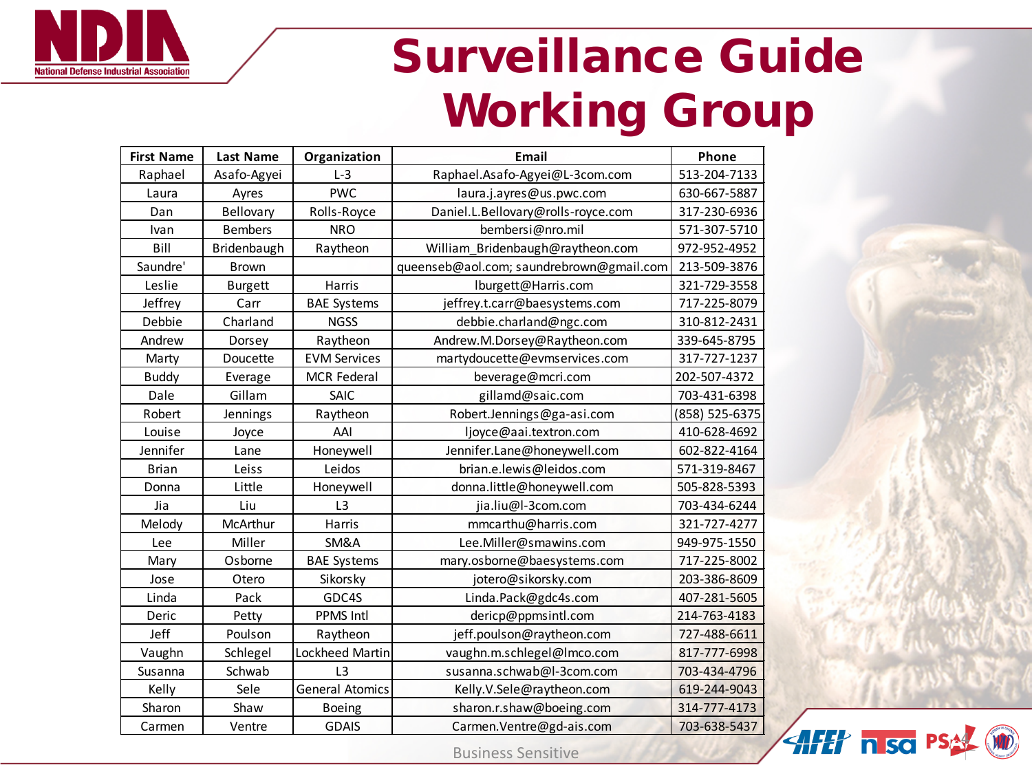# Surveillance Guide Working Group

| First Name | Last Name | Organization | Email | Phone |
|---|---|---|---|---|
| Raphael | Asafo-Agyei | L-3 | Raphael.Asafo-Agyei@L-3com.com | 513-204-7133 |
| Laura | Ayres | PWC | laura.j.ayres@us.pwc.com | 630-667-5887 |
| Dan | Bellovary | Rolls-Royce | Daniel.L.Bellovary@rolls-royce.com | 317-230-6936 |
| Ivan | Bembers | NRO | bembersi@nro.mil | 571-307-5710 |
| Bill | Bridenbaugh | Raytheon | William_Bridenbaugh@raytheon.com | 972-952-4952 |
| Saundre' | Brown | | queenseb@aol.com; saundrebrown@gmail.com | 213-509-3876 |
| Leslie | Burgett | Harris | lburgett@Harris.com | 321-729-3558 |
| Jeffrey | Carr | BAE Systems | jeffrey.t.carr@baesystems.com | 717-225-8079 |
| Debbie | Charland | NGSS | debbie.charland@ngc.com | 310-812-2431 |
| Andrew | Dorsey | Raytheon | Andrew.M.Dorsey@Raytheon.com | 339-645-8795 |
| Marty | Doucette | EVM Services | martydoucette@evmservices.com | 317-727-1237 |
| Buddy | Everage | MCR Federal | beverage@mcri.com | 202-507-4372 |
| Dale | Gillam | SAIC | gillamd@saic.com | 703-431-6398 |
| Robert | Jennings | Raytheon | Robert.Jennings@ga-asi.com | (858) 525-6375 |
| Louise | Joyce | AAI | ljoyce@aai.textron.com | 410-628-4692 |
| Jennifer | Lane | Honeywell | Jennifer.Lane@honeywell.com | 602-822-4164 |
| Brian | Leiss | Leidos | brian.e.lewis@leidos.com | 571-319-8467 |
| Donna | Little | Honeywell | donna.little@honeywell.com | 505-828-5393 |
| Jia | Liu | L3 | jia.liu@l-3com.com | 703-434-6244 |
| Melody | McArthur | Harris | mmcarthu@harris.com | 321-727-4277 |
| Lee | Miller | SM&A | Lee.Miller@smawins.com | 949-975-1550 |
| Mary | Osborne | BAE Systems | mary.osborne@baesystems.com | 717-225-8002 |
| Jose | Otero | Sikorsky | jotero@sikorsky.com | 203-386-8609 |
| Linda | Pack | GDC4S | Linda.Pack@gdc4s.com | 407-281-5605 |
| Deric | Petty | PPMS Intl | dericp@ppmsintl.com | 214-763-4183 |
| Jeff | Poulson | Raytheon | jeff.poulson@raytheon.com | 727-488-6611 |
| Vaughn | Schlegel | Lockheed Martin | vaughn.m.schlegel@lmco.com | 817-777-6998 |
| Susanna | Schwab | L3 | susanna.schwab@l-3com.com | 703-434-4796 |
| Kelly | Sele | General Atomics | Kelly.V.Sele@raytheon.com | 619-244-9043 |
| Sharon | Shaw | Boeing | sharon.r.shaw@boeing.com | 314-777-4173 |
| Carmen | Ventre | GDAIS | Carmen.Ventre@gd-ais.com | 703-638-5437 |

Business Sensitive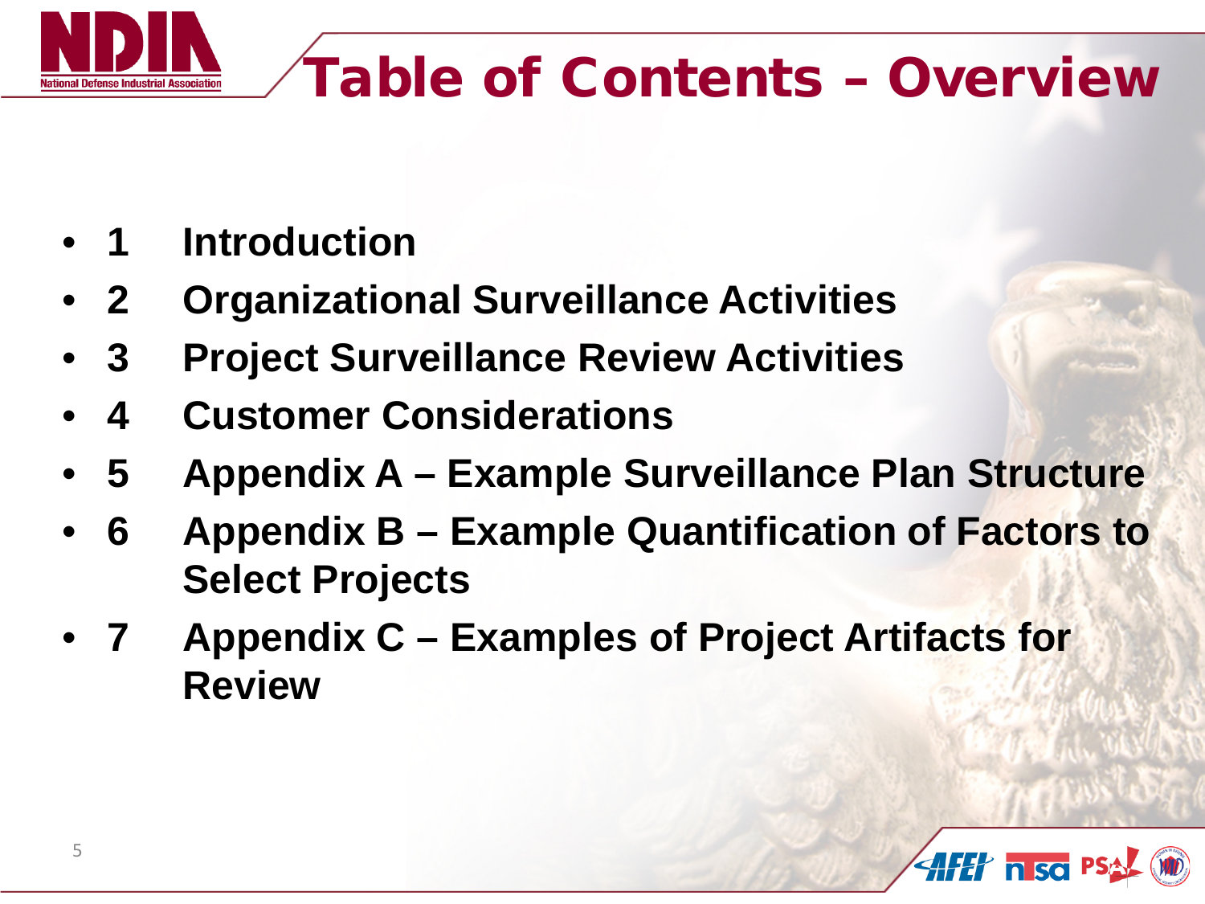# Table of Contents – Overview

- **1 Introduction**
- **2 Organizational Surveillance Activities**
- **3 Project Surveillance Review Activities**
- **4 Customer Considerations**
- **5 Appendix A – Example Surveillance Plan Structure**
- **6 Appendix B – Example Quantification of Factors to Select Projects**
- **7 Appendix C – Examples of Project Artifacts for Review**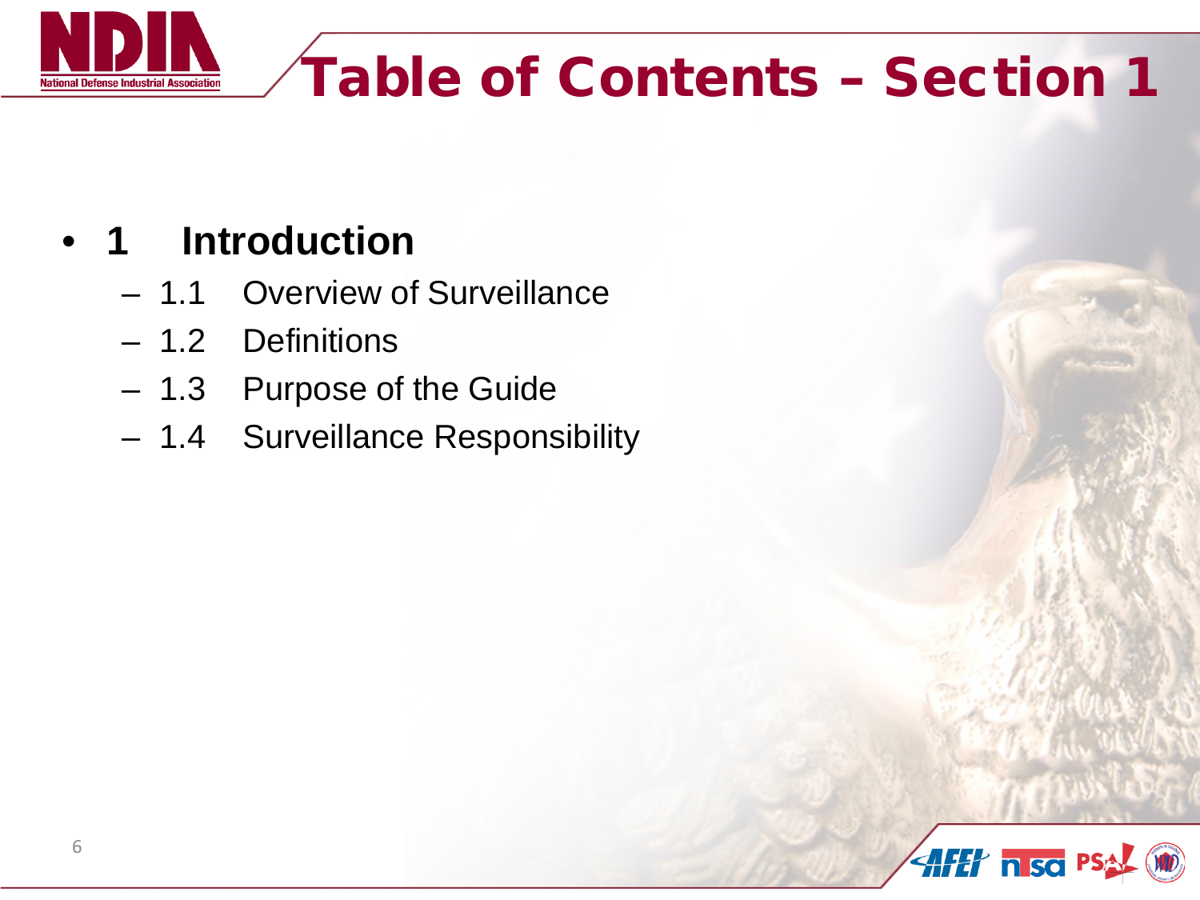# Table of Contents – Section 1

- **1 Introduction**
  - 1.1 Overview of Surveillance
  - 1.2 Definitions
  - 1.3 Purpose of the Guide
  - 1.4 Surveillance Responsibility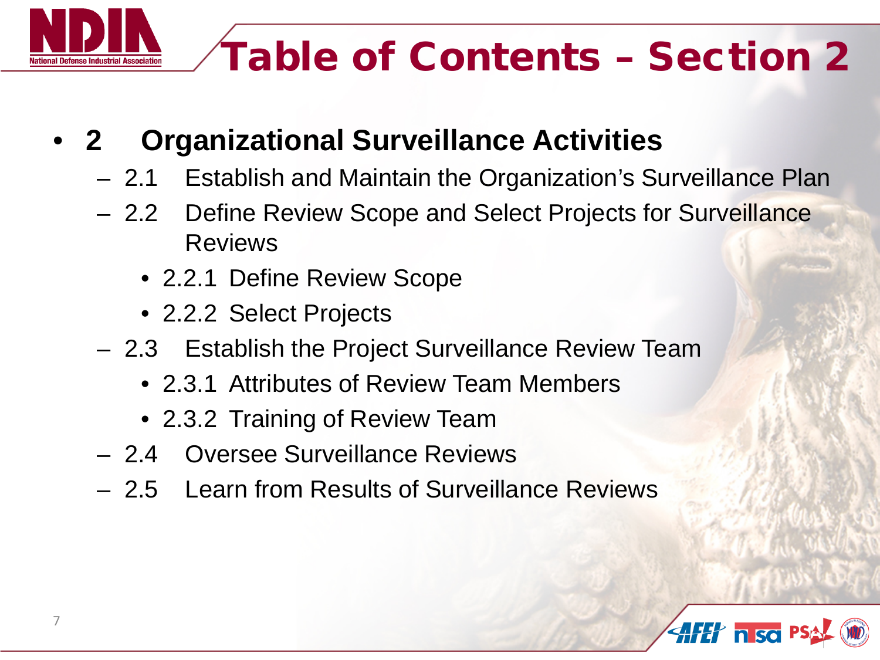# Table of Contents – Section 2

- **2 Organizational Surveillance Activities**
  - 2.1 Establish and Maintain the Organization's Surveillance Plan
  - 2.2 Define Review Scope and Select Projects for Surveillance Reviews
    - 2.2.1 Define Review Scope
    - 2.2.2 Select Projects
  - 2.3 Establish the Project Surveillance Review Team
    - 2.3.1 Attributes of Review Team Members
    - 2.3.2 Training of Review Team
  - 2.4 Oversee Surveillance Reviews
  - 2.5 Learn from Results of Surveillance Reviews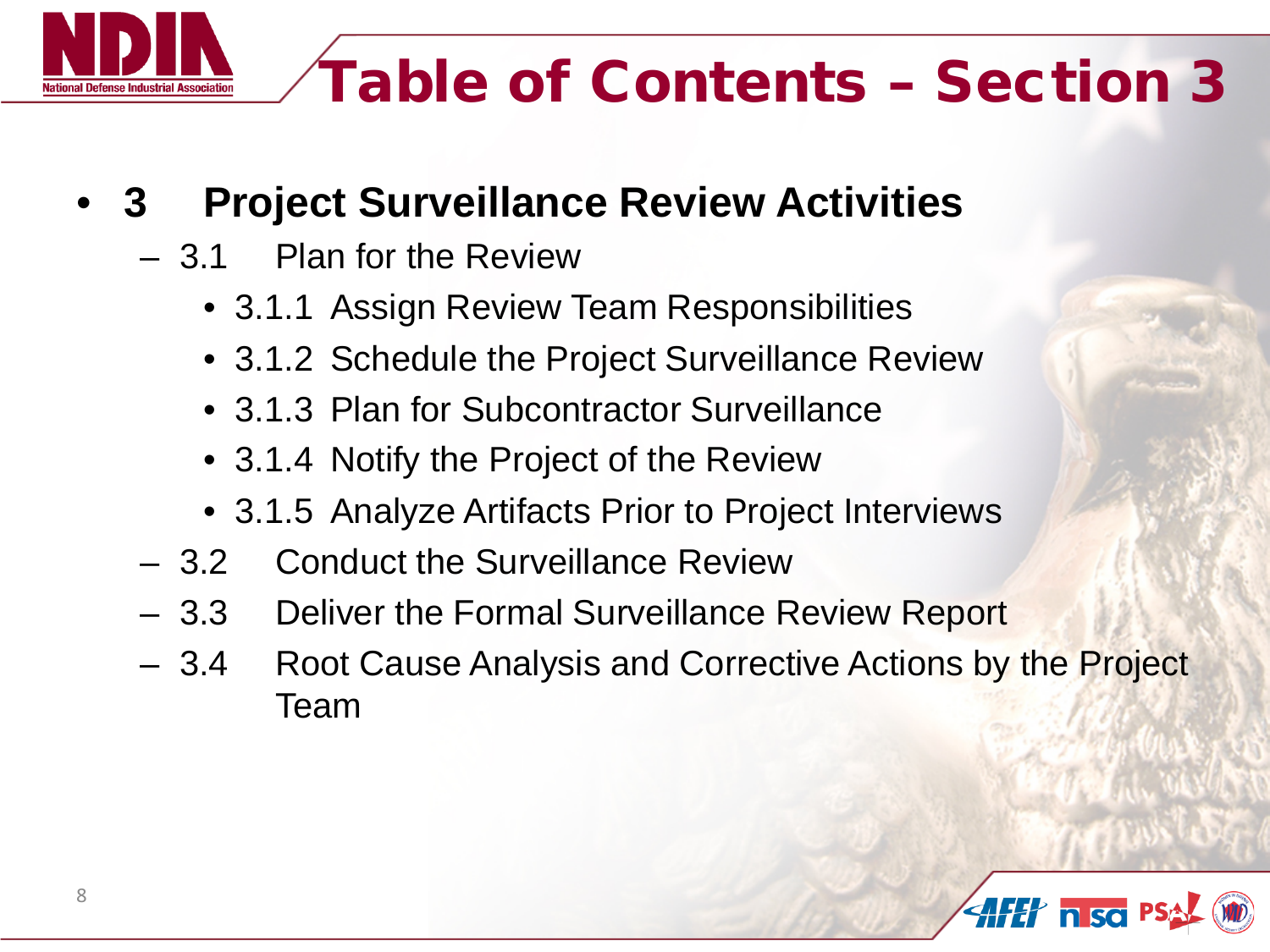# Table of Contents – Section 3

- **3 Project Surveillance Review Activities**
  - 3.1 Plan for the Review
    - 3.1.1 Assign Review Team Responsibilities
    - 3.1.2 Schedule the Project Surveillance Review
    - 3.1.3 Plan for Subcontractor Surveillance
    - 3.1.4 Notify the Project of the Review
    - 3.1.5 Analyze Artifacts Prior to Project Interviews
  - 3.2 Conduct the Surveillance Review
  - 3.3 Deliver the Formal Surveillance Review Report
  - 3.4 Root Cause Analysis and Corrective Actions by the Project Team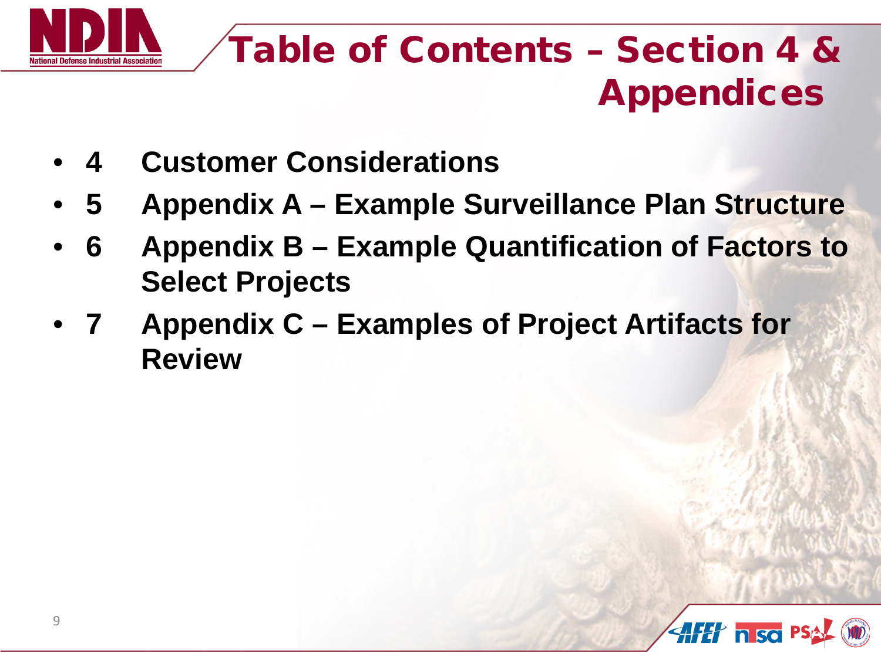# Table of Contents – Section 4 & Appendices

- **4 Customer Considerations**
- **5 Appendix A – Example Surveillance Plan Structure**
- **6 Appendix B – Example Quantification of Factors to Select Projects**
- **7 Appendix C – Examples of Project Artifacts for Review**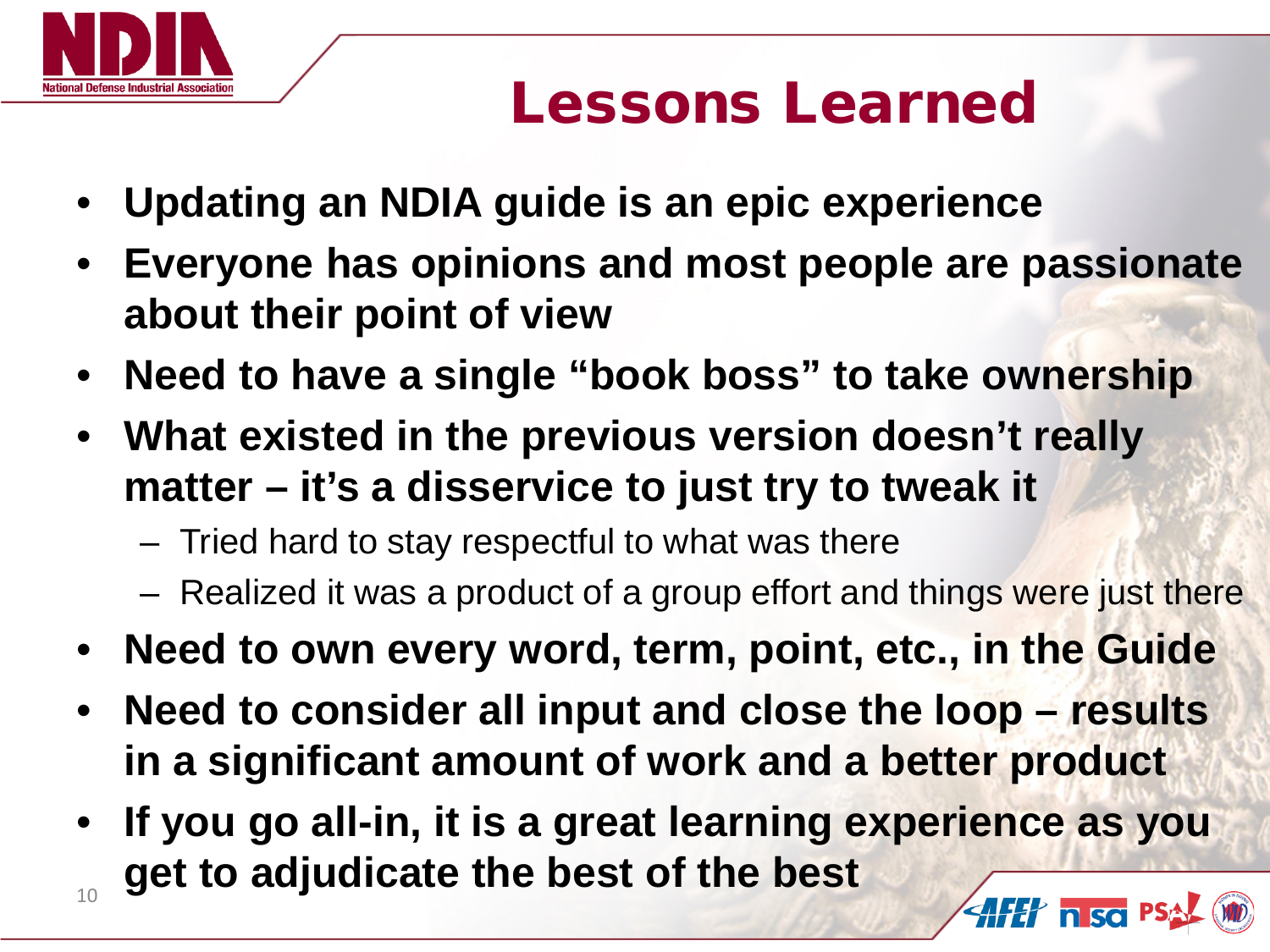# Lessons Learned

- **Updating an NDIA guide is an epic experience**
- **Everyone has opinions and most people are passionate about their point of view**
- **Need to have a single "book boss" to take ownership**
- **What existed in the previous version doesn't really matter – it's a disservice to just try to tweak it**
  - Tried hard to stay respectful to what was there
  - Realized it was a product of a group effort and things were just there
- **Need to own every word, term, point, etc., in the Guide**
- **Need to consider all input and close the loop – results in a significant amount of work and a better product**
- **If you go all-in, it is a great learning experience as you get to adjudicate the best of the best**